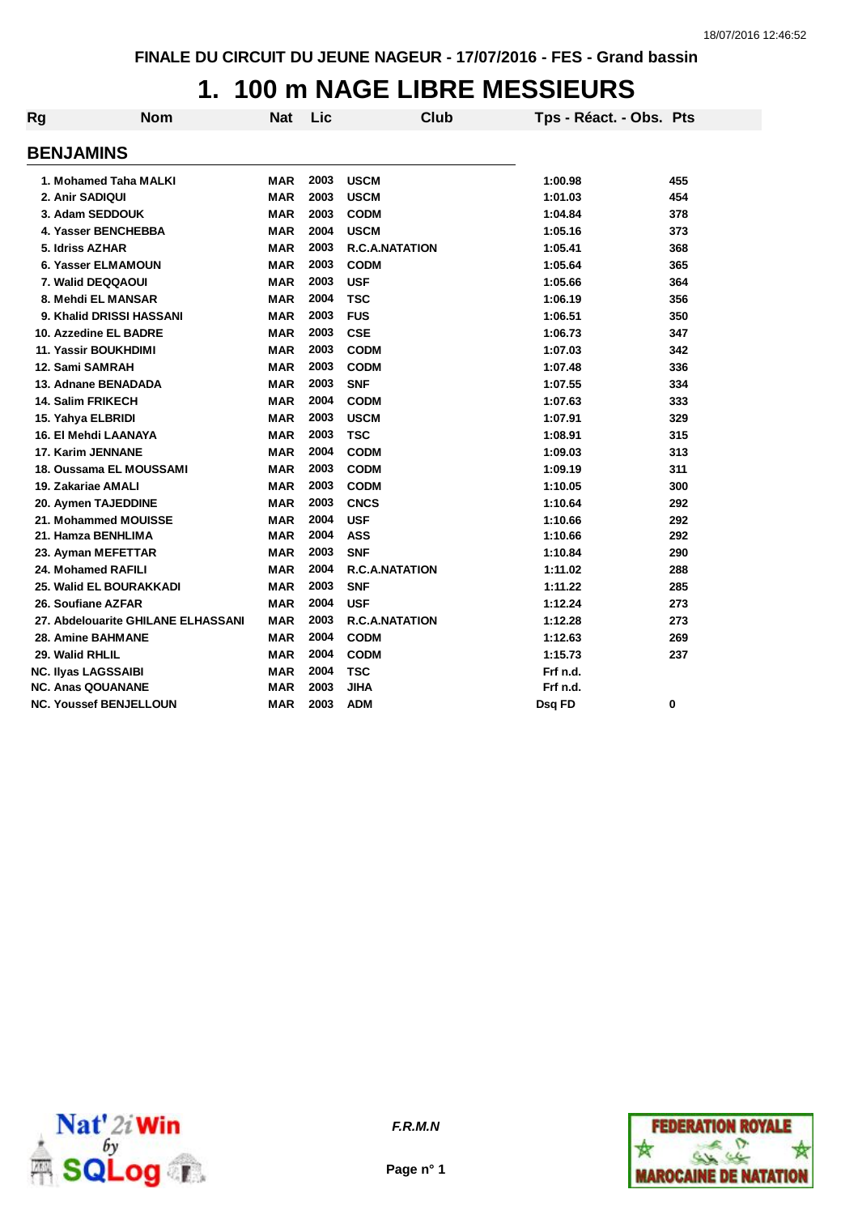FINALE DU CIRCUIT DU JEUNE NAGEUR - 17/07/2016 - FES - Grand bassin

# 1. 100 m NAGE LIBRE MESSIEURS

## BENJAMINS

| Rg | Nom | Nat | Lic | Club | Tps - Réact. - Obs. | Pts |
|---|---|---|---|---|---|---|
| 1. | Mohamed Taha MALKI | MAR | 2003 | USCM | 1:00.98 | 455 |
| 2. | Anir SADIQUI | MAR | 2003 | USCM | 1:01.03 | 454 |
| 3. | Adam SEDDOUK | MAR | 2003 | CODM | 1:04.84 | 378 |
| 4. | Yasser BENCHEBBA | MAR | 2004 | USCM | 1:05.16 | 373 |
| 5. | Idriss AZHAR | MAR | 2003 | R.C.A.NATATION | 1:05.41 | 368 |
| 6. | Yasser ELMAMOUN | MAR | 2003 | CODM | 1:05.64 | 365 |
| 7. | Walid DEQQAOUI | MAR | 2003 | USF | 1:05.66 | 364 |
| 8. | Mehdi EL MANSAR | MAR | 2004 | TSC | 1:06.19 | 356 |
| 9. | Khalid DRISSI HASSANI | MAR | 2003 | FUS | 1:06.51 | 350 |
| 10. | Azzedine EL BADRE | MAR | 2003 | CSE | 1:06.73 | 347 |
| 11. | Yassir BOUKHDIMI | MAR | 2003 | CODM | 1:07.03 | 342 |
| 12. | Sami SAMRAH | MAR | 2003 | CODM | 1:07.48 | 336 |
| 13. | Adnane BENADADA | MAR | 2003 | SNF | 1:07.55 | 334 |
| 14. | Salim FRIKECH | MAR | 2004 | CODM | 1:07.63 | 333 |
| 15. | Yahya ELBRIDI | MAR | 2003 | USCM | 1:07.91 | 329 |
| 16. | El Mehdi LAANAYA | MAR | 2003 | TSC | 1:08.91 | 315 |
| 17. | Karim JENNANE | MAR | 2004 | CODM | 1:09.03 | 313 |
| 18. | Oussama EL MOUSSAMI | MAR | 2003 | CODM | 1:09.19 | 311 |
| 19. | Zakariae AMALI | MAR | 2003 | CODM | 1:10.05 | 300 |
| 20. | Aymen TAJEDDINE | MAR | 2003 | CNCS | 1:10.64 | 292 |
| 21. | Mohammed MOUISSE | MAR | 2004 | USF | 1:10.66 | 292 |
| 21. | Hamza BENHLIMA | MAR | 2004 | ASS | 1:10.66 | 292 |
| 23. | Ayman MEFETTAR | MAR | 2003 | SNF | 1:10.84 | 290 |
| 24. | Mohamed RAFILI | MAR | 2004 | R.C.A.NATATION | 1:11.02 | 288 |
| 25. | Walid EL BOURAKKADI | MAR | 2003 | SNF | 1:11.22 | 285 |
| 26. | Soufiane AZFAR | MAR | 2004 | USF | 1:12.24 | 273 |
| 27. | Abdelouarite GHILANE ELHASSANI | MAR | 2003 | R.C.A.NATATION | 1:12.28 | 273 |
| 28. | Amine BAHMANE | MAR | 2004 | CODM | 1:12.63 | 269 |
| 29. | Walid RHLIL | MAR | 2004 | CODM | 1:15.73 | 237 |
| NC. | Ilyas LAGSSAIBI | MAR | 2004 | TSC | Frf n.d. | |
| NC. | Anas QOUANANE | MAR | 2003 | JIHA | Frf n.d. | |
| NC. | Youssef BENJELLOUN | MAR | 2003 | ADM | Dsq FD | 0 |

F.R.M.N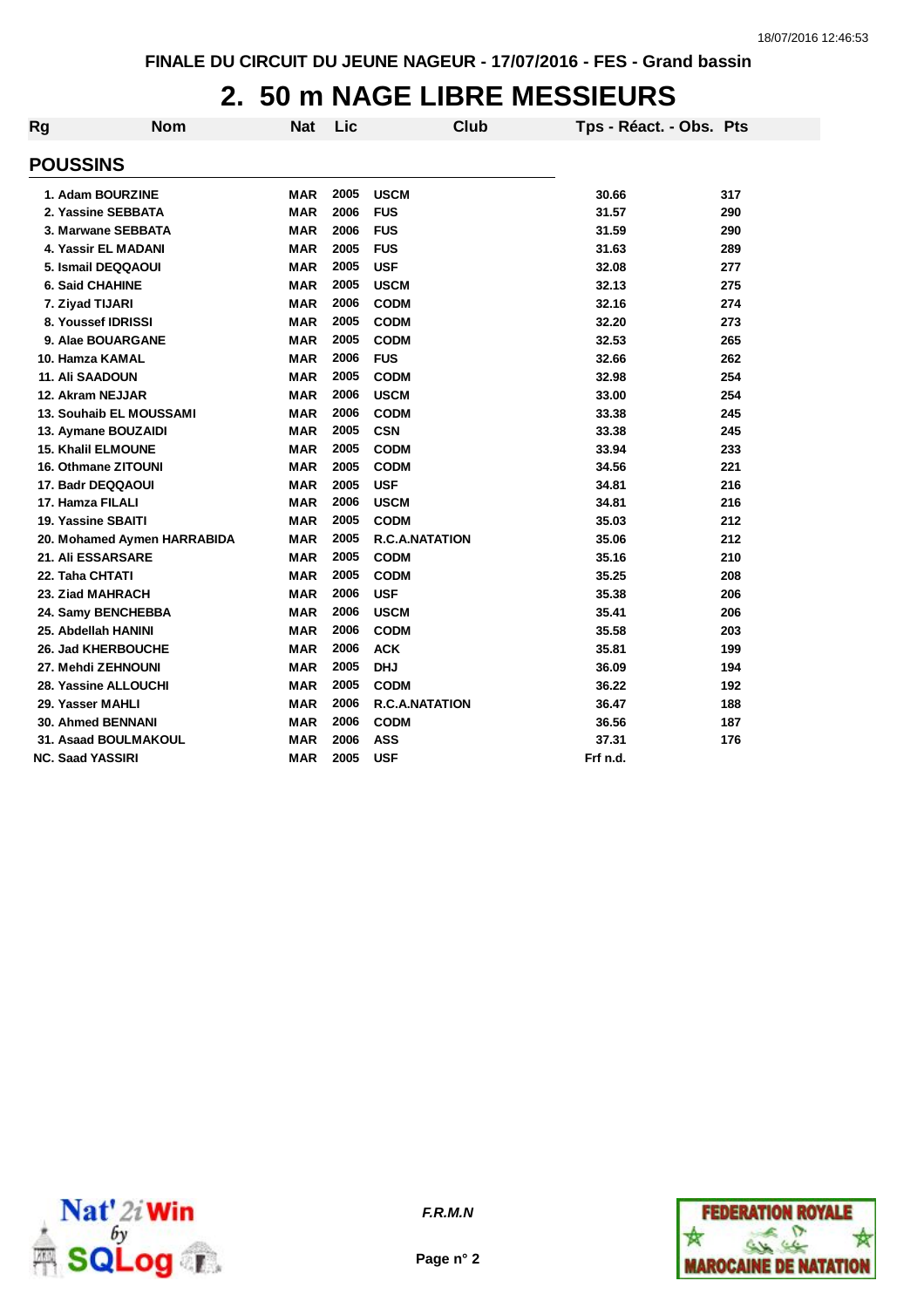FINALE DU CIRCUIT DU JEUNE NAGEUR - 17/07/2016 - FES - Grand bassin

# 2. 50 m NAGE LIBRE MESSIEURS

## POUSSINS

| Rg | Nom | Nat | Lic | Club | Tps - Réact. - Obs. | Pts |
|---|---|---|---|---|---|---|
| 1. | Adam BOURZINE | MAR | 2005 | USCM | 30.66 | 317 |
| 2. | Yassine SEBBATA | MAR | 2006 | FUS | 31.57 | 290 |
| 3. | Marwane SEBBATA | MAR | 2006 | FUS | 31.59 | 290 |
| 4. | Yassir EL MADANI | MAR | 2005 | FUS | 31.63 | 289 |
| 5. | Ismail DEQQAOUI | MAR | 2005 | USF | 32.08 | 277 |
| 6. | Said CHAHINE | MAR | 2005 | USCM | 32.13 | 275 |
| 7. | Ziyad TIJARI | MAR | 2006 | CODM | 32.16 | 274 |
| 8. | Youssef IDRISSI | MAR | 2005 | CODM | 32.20 | 273 |
| 9. | Alae BOUARGANE | MAR | 2005 | CODM | 32.53 | 265 |
| 10. | Hamza KAMAL | MAR | 2006 | FUS | 32.66 | 262 |
| 11. | Ali SAADOUN | MAR | 2005 | CODM | 32.98 | 254 |
| 12. | Akram NEJJAR | MAR | 2006 | USCM | 33.00 | 254 |
| 13. | Souhaib EL MOUSSAMI | MAR | 2006 | CODM | 33.38 | 245 |
| 13. | Aymane BOUZAIDI | MAR | 2005 | CSN | 33.38 | 245 |
| 15. | Khalil ELMOUNE | MAR | 2005 | CODM | 33.94 | 233 |
| 16. | Othmane ZITOUNI | MAR | 2005 | CODM | 34.56 | 221 |
| 17. | Badr DEQQAOUI | MAR | 2005 | USF | 34.81 | 216 |
| 17. | Hamza FILALI | MAR | 2006 | USCM | 34.81 | 216 |
| 19. | Yassine SBAITI | MAR | 2005 | CODM | 35.03 | 212 |
| 20. | Mohamed Aymen HARRABIDA | MAR | 2005 | R.C.A.NATATION | 35.06 | 212 |
| 21. | Ali ESSARSARE | MAR | 2005 | CODM | 35.16 | 210 |
| 22. | Taha CHTATI | MAR | 2005 | CODM | 35.25 | 208 |
| 23. | Ziad MAHRACH | MAR | 2006 | USF | 35.38 | 206 |
| 24. | Samy BENCHEBBA | MAR | 2006 | USCM | 35.41 | 206 |
| 25. | Abdellah HANINI | MAR | 2006 | CODM | 35.58 | 203 |
| 26. | Jad KHERBOUCHE | MAR | 2006 | ACK | 35.81 | 199 |
| 27. | Mehdi ZEHNOUNI | MAR | 2005 | DHJ | 36.09 | 194 |
| 28. | Yassine ALLOUCHI | MAR | 2005 | CODM | 36.22 | 192 |
| 29. | Yasser MAHLI | MAR | 2006 | R.C.A.NATATION | 36.47 | 188 |
| 30. | Ahmed BENNANI | MAR | 2006 | CODM | 36.56 | 187 |
| 31. | Asaad BOULMAKOUL | MAR | 2006 | ASS | 37.31 | 176 |
| NC. | Saad YASSIRI | MAR | 2005 | USF | Frf n.d. | |

*F.R.M.N*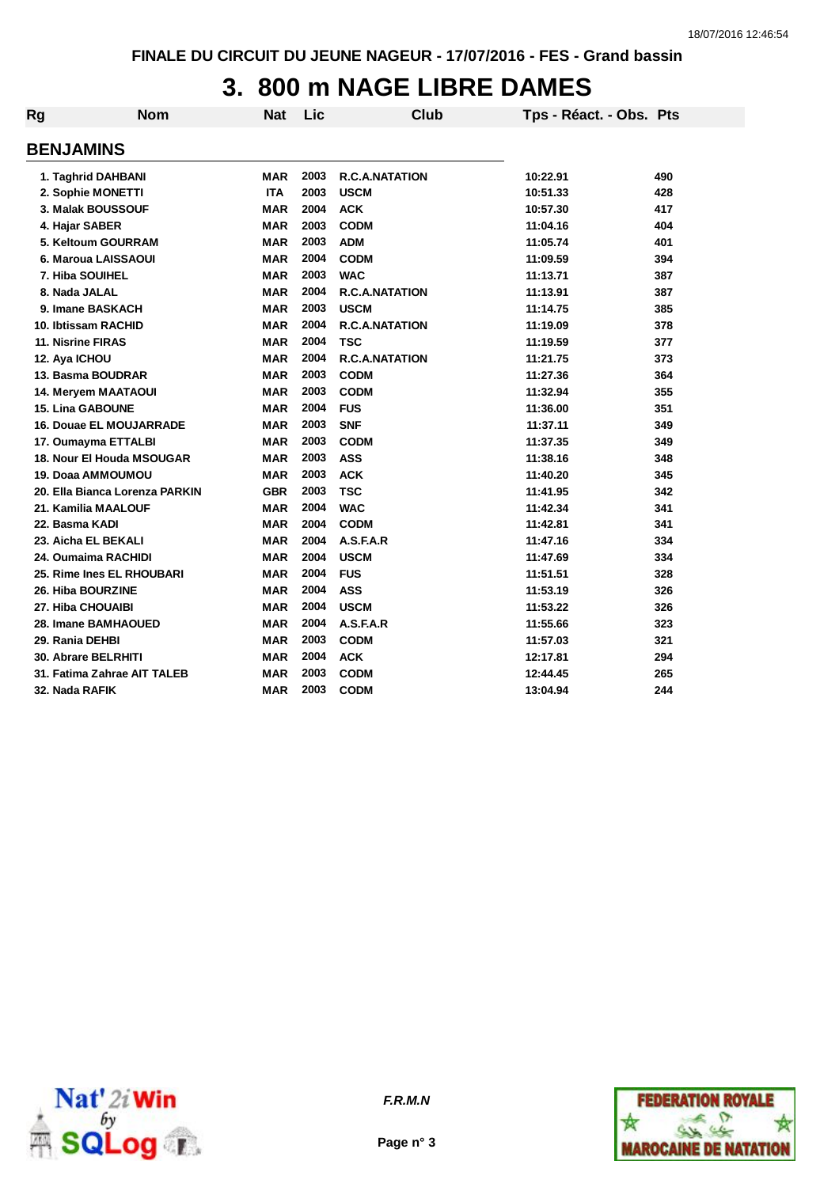FINALE DU CIRCUIT DU JEUNE NAGEUR - 17/07/2016 - FES - Grand bassin

# 3. 800 m NAGE LIBRE DAMES

## BENJAMINS

| Rg | Nom | Nat | Lic | Club | Tps - Réact. - Obs. | Pts |
|---|---|---|---|---|---|---|
| 1. | Taghrid DAHBANI | MAR | 2003 | R.C.A.NATATION | 10:22.91 | 490 |
| 2. | Sophie MONETTI | ITA | 2003 | USCM | 10:51.33 | 428 |
| 3. | Malak BOUSSOUF | MAR | 2004 | ACK | 10:57.30 | 417 |
| 4. | Hajar SABER | MAR | 2003 | CODM | 11:04.16 | 404 |
| 5. | Keltoum GOURRAM | MAR | 2003 | ADM | 11:05.74 | 401 |
| 6. | Maroua LAISSAOUI | MAR | 2004 | CODM | 11:09.59 | 394 |
| 7. | Hiba SOUIHEL | MAR | 2003 | WAC | 11:13.71 | 387 |
| 8. | Nada JALAL | MAR | 2004 | R.C.A.NATATION | 11:13.91 | 387 |
| 9. | Imane BASKACH | MAR | 2003 | USCM | 11:14.75 | 385 |
| 10. | Ibtissam RACHID | MAR | 2004 | R.C.A.NATATION | 11:19.09 | 378 |
| 11. | Nisrine FIRAS | MAR | 2004 | TSC | 11:19.59 | 377 |
| 12. | Aya ICHOU | MAR | 2004 | R.C.A.NATATION | 11:21.75 | 373 |
| 13. | Basma BOUDRAR | MAR | 2003 | CODM | 11:27.36 | 364 |
| 14. | Meryem MAATAOUI | MAR | 2003 | CODM | 11:32.94 | 355 |
| 15. | Lina GABOUNE | MAR | 2004 | FUS | 11:36.00 | 351 |
| 16. | Douae EL MOUJARRADE | MAR | 2003 | SNF | 11:37.11 | 349 |
| 17. | Oumayma ETTALBI | MAR | 2003 | CODM | 11:37.35 | 349 |
| 18. | Nour El Houda MSOUGAR | MAR | 2003 | ASS | 11:38.16 | 348 |
| 19. | Doaa AMMOUMOU | MAR | 2003 | ACK | 11:40.20 | 345 |
| 20. | Ella Bianca Lorenza PARKIN | GBR | 2003 | TSC | 11:41.95 | 342 |
| 21. | Kamilia MAALOUF | MAR | 2004 | WAC | 11:42.34 | 341 |
| 22. | Basma KADI | MAR | 2004 | CODM | 11:42.81 | 341 |
| 23. | Aicha EL BEKALI | MAR | 2004 | A.S.F.A.R | 11:47.16 | 334 |
| 24. | Oumaima RACHIDI | MAR | 2004 | USCM | 11:47.69 | 334 |
| 25. | Rime Ines EL RHOUBARI | MAR | 2004 | FUS | 11:51.51 | 328 |
| 26. | Hiba BOURZINE | MAR | 2004 | ASS | 11:53.19 | 326 |
| 27. | Hiba CHOUAIBI | MAR | 2004 | USCM | 11:53.22 | 326 |
| 28. | Imane BAMHAOUED | MAR | 2004 | A.S.F.A.R | 11:55.66 | 323 |
| 29. | Rania DEHBI | MAR | 2003 | CODM | 11:57.03 | 321 |
| 30. | Abrare BELRHITI | MAR | 2004 | ACK | 12:17.81 | 294 |
| 31. | Fatima Zahrae AIT TALEB | MAR | 2003 | CODM | 12:44.45 | 265 |
| 32. | Nada RAFIK | MAR | 2003 | CODM | 13:04.94 | 244 |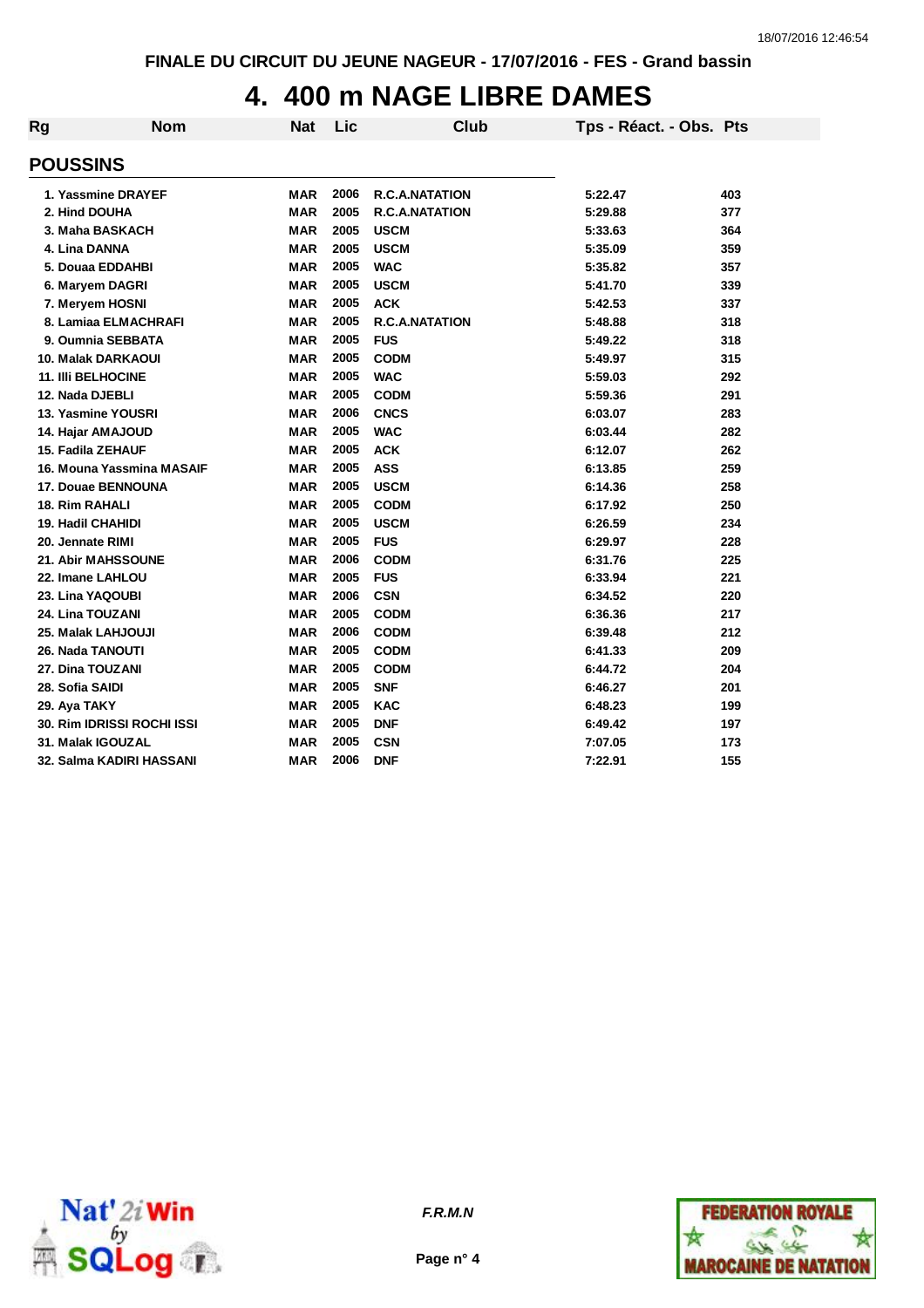# 4. 400 m NAGE LIBRE DAMES

| Rg | Nom | Nat | Lic | Club | Tps - Réact. - Obs. | Pts |
|---|---|---|---|---|---|---|
| **POUSSINS** | | | | | | |
| 1. | Yassmine DRAYEF | MAR | 2006 | R.C.A.NATATION | 5:22.47 | 403 |
| 2. | Hind DOUHA | MAR | 2005 | R.C.A.NATATION | 5:29.88 | 377 |
| 3. | Maha BASKACH | MAR | 2005 | USCM | 5:33.63 | 364 |
| 4. | Lina DANNA | MAR | 2005 | USCM | 5:35.09 | 359 |
| 5. | Douaa EDDAHBI | MAR | 2005 | WAC | 5:35.82 | 357 |
| 6. | Maryem DAGRI | MAR | 2005 | USCM | 5:41.70 | 339 |
| 7. | Meryem HOSNI | MAR | 2005 | ACK | 5:42.53 | 337 |
| 8. | Lamiaa ELMACHRAFI | MAR | 2005 | R.C.A.NATATION | 5:48.88 | 318 |
| 9. | Oumnia SEBBATA | MAR | 2005 | FUS | 5:49.22 | 318 |
| 10. | Malak DARKAOUI | MAR | 2005 | CODM | 5:49.97 | 315 |
| 11. | Illi BELHOCINE | MAR | 2005 | WAC | 5:59.03 | 292 |
| 12. | Nada DJEBLI | MAR | 2005 | CODM | 5:59.36 | 291 |
| 13. | Yasmine YOUSRI | MAR | 2006 | CNCS | 6:03.07 | 283 |
| 14. | Hajar AMAJOUD | MAR | 2005 | WAC | 6:03.44 | 282 |
| 15. | Fadila ZEHAUF | MAR | 2005 | ACK | 6:12.07 | 262 |
| 16. | Mouna Yassmina MASAIF | MAR | 2005 | ASS | 6:13.85 | 259 |
| 17. | Douae BENNOUNA | MAR | 2005 | USCM | 6:14.36 | 258 |
| 18. | Rim RAHALI | MAR | 2005 | CODM | 6:17.92 | 250 |
| 19. | Hadil CHAHIDI | MAR | 2005 | USCM | 6:26.59 | 234 |
| 20. | Jennate RIMI | MAR | 2005 | FUS | 6:29.97 | 228 |
| 21. | Abir MAHSSOUNE | MAR | 2006 | CODM | 6:31.76 | 225 |
| 22. | Imane LAHLOU | MAR | 2005 | FUS | 6:33.94 | 221 |
| 23. | Lina YAQOUBI | MAR | 2006 | CSN | 6:34.52 | 220 |
| 24. | Lina TOUZANI | MAR | 2005 | CODM | 6:36.36 | 217 |
| 25. | Malak LAHJOUJI | MAR | 2006 | CODM | 6:39.48 | 212 |
| 26. | Nada TANOUTI | MAR | 2005 | CODM | 6:41.33 | 209 |
| 27. | Dina TOUZANI | MAR | 2005 | CODM | 6:44.72 | 204 |
| 28. | Sofia SAIDI | MAR | 2005 | SNF | 6:46.27 | 201 |
| 29. | Aya TAKY | MAR | 2005 | KAC | 6:48.23 | 199 |
| 30. | Rim IDRISSI ROCHI ISSI | MAR | 2005 | DNF | 6:49.42 | 197 |
| 31. | Malak IGOUZAL | MAR | 2005 | CSN | 7:07.05 | 173 |
| 32. | Salma KADIRI HASSANI | MAR | 2006 | DNF | 7:22.91 | 155 |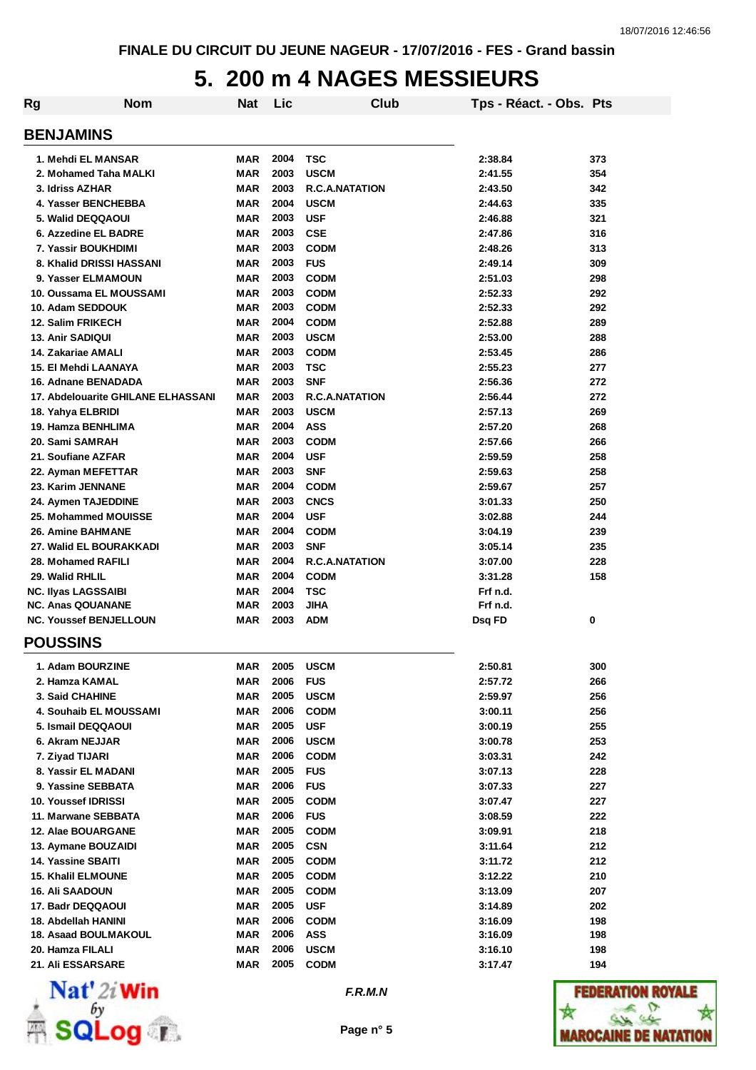FINALE DU CIRCUIT DU JEUNE NAGEUR - 17/07/2016 - FES - Grand bassin

# 5. 200 m 4 NAGES MESSIEURS

## BENJAMINS

| Rg | Nom | Nat | Lic | Club | Tps - Réact. - Obs. | Pts |
|---|---|---|---|---|---|---|
| 1. | Mehdi EL MANSAR | MAR | 2004 | TSC | 2:38.84 | 373 |
| 2. | Mohamed Taha MALKI | MAR | 2003 | USCM | 2:41.55 | 354 |
| 3. | Idriss AZHAR | MAR | 2003 | R.C.A.NATATION | 2:43.50 | 342 |
| 4. | Yasser BENCHEBBA | MAR | 2004 | USCM | 2:44.63 | 335 |
| 5. | Walid DEQQAOUI | MAR | 2003 | USF | 2:46.88 | 321 |
| 6. | Azzedine EL BADRE | MAR | 2003 | CSE | 2:47.86 | 316 |
| 7. | Yassir BOUKHDIMI | MAR | 2003 | CODM | 2:48.26 | 313 |
| 8. | Khalid DRISSI HASSANI | MAR | 2003 | FUS | 2:49.14 | 309 |
| 9. | Yasser ELMAMOUN | MAR | 2003 | CODM | 2:51.03 | 298 |
| 10. | Oussama EL MOUSSAMI | MAR | 2003 | CODM | 2:52.33 | 292 |
| 10. | Adam SEDDOUK | MAR | 2003 | CODM | 2:52.33 | 292 |
| 12. | Salim FRIKECH | MAR | 2004 | CODM | 2:52.88 | 289 |
| 13. | Anir SADIQUI | MAR | 2003 | USCM | 2:53.00 | 288 |
| 14. | Zakariae AMALI | MAR | 2003 | CODM | 2:53.45 | 286 |
| 15. | El Mehdi LAANAYA | MAR | 2003 | TSC | 2:55.23 | 277 |
| 16. | Adnane BENADADA | MAR | 2003 | SNF | 2:56.36 | 272 |
| 17. | Abdelouarite GHILANE ELHASSANI | MAR | 2003 | R.C.A.NATATION | 2:56.44 | 272 |
| 18. | Yahya ELBRIDI | MAR | 2003 | USCM | 2:57.13 | 269 |
| 19. | Hamza BENHLIMA | MAR | 2004 | ASS | 2:57.20 | 268 |
| 20. | Sami SAMRAH | MAR | 2003 | CODM | 2:57.66 | 266 |
| 21. | Soufiane AZFAR | MAR | 2004 | USF | 2:59.59 | 258 |
| 22. | Ayman MEFETTAR | MAR | 2003 | SNF | 2:59.63 | 258 |
| 23. | Karim JENNANE | MAR | 2004 | CODM | 2:59.67 | 257 |
| 24. | Aymen TAJEDDINE | MAR | 2003 | CNCS | 3:01.33 | 250 |
| 25. | Mohammed MOUISSE | MAR | 2004 | USF | 3:02.88 | 244 |
| 26. | Amine BAHMANE | MAR | 2004 | CODM | 3:04.19 | 239 |
| 27. | Walid EL BOURAKKADI | MAR | 2003 | SNF | 3:05.14 | 235 |
| 28. | Mohamed RAFILI | MAR | 2004 | R.C.A.NATATION | 3:07.00 | 228 |
| 29. | Walid RHLIL | MAR | 2004 | CODM | 3:31.28 | 158 |
| NC. | Ilyas LAGSSAIBI | MAR | 2004 | TSC | Frf n.d. | |
| NC. | Anas QOUANANE | MAR | 2003 | JIHA | Frf n.d. | |
| NC. | Youssef BENJELLOUN | MAR | 2003 | ADM | Dsq FD | 0 |

## POUSSINS

| Rg | Nom | Nat | Lic | Club | Tps - Réact. - Obs. | Pts |
|---|---|---|---|---|---|---|
| 1. | Adam BOURZINE | MAR | 2005 | USCM | 2:50.81 | 300 |
| 2. | Hamza KAMAL | MAR | 2006 | FUS | 2:57.72 | 266 |
| 3. | Said CHAHINE | MAR | 2005 | USCM | 2:59.97 | 256 |
| 4. | Souhaib EL MOUSSAMI | MAR | 2006 | CODM | 3:00.11 | 256 |
| 5. | Ismail DEQQAOUI | MAR | 2005 | USF | 3:00.19 | 255 |
| 6. | Akram NEJJAR | MAR | 2006 | USCM | 3:00.78 | 253 |
| 7. | Ziyad TIJARI | MAR | 2006 | CODM | 3:03.31 | 242 |
| 8. | Yassir EL MADANI | MAR | 2005 | FUS | 3:07.13 | 228 |
| 9. | Yassine SEBBATA | MAR | 2006 | FUS | 3:07.33 | 227 |
| 10. | Youssef IDRISSI | MAR | 2005 | CODM | 3:07.47 | 227 |
| 11. | Marwane SEBBATA | MAR | 2006 | FUS | 3:08.59 | 222 |
| 12. | Alae BOUARGANE | MAR | 2005 | CODM | 3:09.91 | 218 |
| 13. | Aymane BOUZAIDI | MAR | 2005 | CSN | 3:11.64 | 212 |
| 14. | Yassine SBAITI | MAR | 2005 | CODM | 3:11.72 | 212 |
| 15. | Khalil ELMOUNE | MAR | 2005 | CODM | 3:12.22 | 210 |
| 16. | Ali SAADOUN | MAR | 2005 | CODM | 3:13.09 | 207 |
| 17. | Badr DEQQAOUI | MAR | 2005 | USF | 3:14.89 | 202 |
| 18. | Abdellah HANINI | MAR | 2006 | CODM | 3:16.09 | 198 |
| 18. | Asaad BOULMAKOUL | MAR | 2006 | ASS | 3:16.09 | 198 |
| 20. | Hamza FILALI | MAR | 2006 | USCM | 3:16.10 | 198 |
| 21. | Ali ESSARSARE | MAR | 2005 | CODM | 3:17.47 | 194 |

F.R.M.N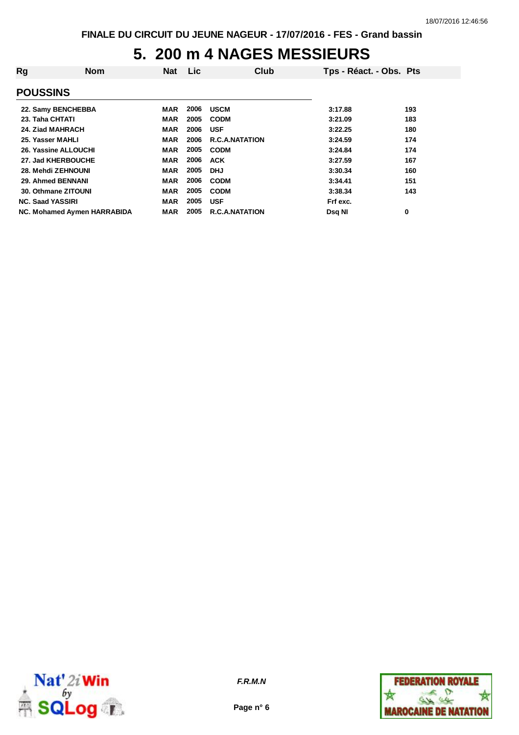FINALE DU CIRCUIT DU JEUNE NAGEUR - 17/07/2016 - FES - Grand bassin

# 5. 200 m 4 NAGES MESSIEURS

| Rg | Nom | Nat | Lic | Club | Tps - Réact. - Obs. | Pts |
|---|---|---|---|---|---|---|
| **POUSSINS** | | | | | | |
| 22. | Samy BENCHEBBA | MAR | 2006 | USCM | 3:17.88 | 193 |
| 23. | Taha CHTATI | MAR | 2005 | CODM | 3:21.09 | 183 |
| 24. | Ziad MAHRACH | MAR | 2006 | USF | 3:22.25 | 180 |
| 25. | Yasser MAHLI | MAR | 2006 | R.C.A.NATATION | 3:24.59 | 174 |
| 26. | Yassine ALLOUCHI | MAR | 2005 | CODM | 3:24.84 | 174 |
| 27. | Jad KHERBOUCHE | MAR | 2006 | ACK | 3:27.59 | 167 |
| 28. | Mehdi ZEHNOUNI | MAR | 2005 | DHJ | 3:30.34 | 160 |
| 29. | Ahmed BENNANI | MAR | 2006 | CODM | 3:34.41 | 151 |
| 30. | Othmane ZITOUNI | MAR | 2005 | CODM | 3:38.34 | 143 |
| NC. | Saad YASSIRI | MAR | 2005 | USF | Frf exc. | |
| NC. | Mohamed Aymen HARRABIDA | MAR | 2005 | R.C.A.NATATION | Dsq NI | 0 |

*F.R.M.N*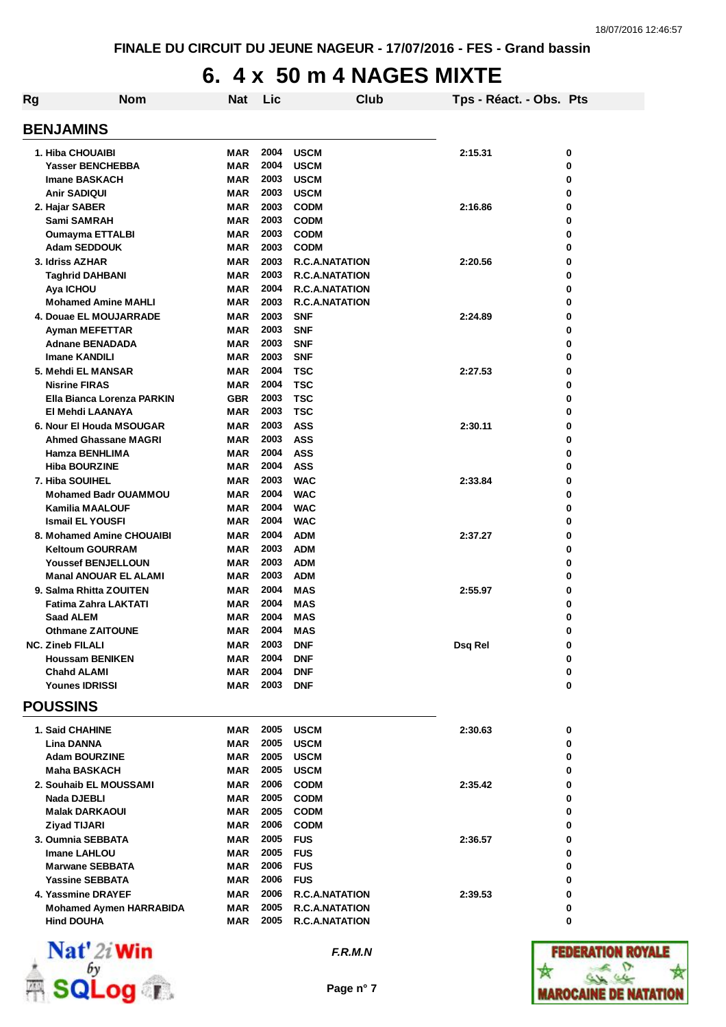FINALE DU CIRCUIT DU JEUNE NAGEUR - 17/07/2016 - FES - Grand bassin

# 6. 4 x 50 m 4 NAGES MIXTE

| Rg | Nom | Nat | Lic | Club | Tps - Réact. - Obs. | Pts |
|---|---|---|---|---|---|---|
| **BENJAMINS** | | | | | | |
| 1. | Hiba CHOUAIBI | MAR | 2004 | USCM | 2:15.31 | 0 |
| | Yasser BENCHEBBA | MAR | 2004 | USCM | | 0 |
| | Imane BASKACH | MAR | 2003 | USCM | | 0 |
| | Anir SADIQUI | MAR | 2003 | USCM | | 0 |
| 2. | Hajar SABER | MAR | 2003 | CODM | 2:16.86 | 0 |
| | Sami SAMRAH | MAR | 2003 | CODM | | 0 |
| | Oumayma ETTALBI | MAR | 2003 | CODM | | 0 |
| | Adam SEDDOUK | MAR | 2003 | CODM | | 0 |
| 3. | Idriss AZHAR | MAR | 2003 | R.C.A.NATATION | 2:20.56 | 0 |
| | Taghrid DAHBANI | MAR | 2003 | R.C.A.NATATION | | 0 |
| | Aya ICHOU | MAR | 2004 | R.C.A.NATATION | | 0 |
| | Mohamed Amine MAHLI | MAR | 2003 | R.C.A.NATATION | | 0 |
| 4. | Douae EL MOUJARRADE | MAR | 2003 | SNF | 2:24.89 | 0 |
| | Ayman MEFETTAR | MAR | 2003 | SNF | | 0 |
| | Adnane BENADADA | MAR | 2003 | SNF | | 0 |
| | Imane KANDILI | MAR | 2003 | SNF | | 0 |
| 5. | Mehdi EL MANSAR | MAR | 2004 | TSC | 2:27.53 | 0 |
| | Nisrine FIRAS | MAR | 2004 | TSC | | 0 |
| | Ella Bianca Lorenza PARKIN | GBR | 2003 | TSC | | 0 |
| | El Mehdi LAANAYA | MAR | 2003 | TSC | | 0 |
| 6. | Nour El Houda MSOUGAR | MAR | 2003 | ASS | 2:30.11 | 0 |
| | Ahmed Ghassane MAGRI | MAR | 2003 | ASS | | 0 |
| | Hamza BENHLIMA | MAR | 2004 | ASS | | 0 |
| | Hiba BOURZINE | MAR | 2004 | ASS | | 0 |
| 7. | Hiba SOUIHEL | MAR | 2003 | WAC | 2:33.84 | 0 |
| | Mohamed Badr OUAMMOU | MAR | 2004 | WAC | | 0 |
| | Kamilia MAALOUF | MAR | 2004 | WAC | | 0 |
| | Ismail EL YOUSFI | MAR | 2004 | WAC | | 0 |
| 8. | Mohamed Amine CHOUAIBI | MAR | 2004 | ADM | 2:37.27 | 0 |
| | Keltoum GOURRAM | MAR | 2003 | ADM | | 0 |
| | Youssef BENJELLOUN | MAR | 2003 | ADM | | 0 |
| | Manal ANOUAR EL ALAMI | MAR | 2003 | ADM | | 0 |
| 9. | Salma Rhitta ZOUITEN | MAR | 2004 | MAS | 2:55.97 | 0 |
| | Fatima Zahra LAKTATI | MAR | 2004 | MAS | | 0 |
| | Saad ALEM | MAR | 2004 | MAS | | 0 |
| | Othmane ZAITOUNE | MAR | 2004 | MAS | | 0 |
| NC. | Zineb FILALI | MAR | 2003 | DNF | Dsq Rel | 0 |
| | Houssam BENIKEN | MAR | 2004 | DNF | | 0 |
| | Chahd ALAMI | MAR | 2004 | DNF | | 0 |
| | Younes IDRISSI | MAR | 2003 | DNF | | 0 |
| **POUSSINS** | | | | | | |
| 1. | Said CHAHINE | MAR | 2005 | USCM | 2:30.63 | 0 |
| | Lina DANNA | MAR | 2005 | USCM | | 0 |
| | Adam BOURZINE | MAR | 2005 | USCM | | 0 |
| | Maha BASKACH | MAR | 2005 | USCM | | 0 |
| 2. | Souhaib EL MOUSSAMI | MAR | 2006 | CODM | 2:35.42 | 0 |
| | Nada DJEBLI | MAR | 2005 | CODM | | 0 |
| | Malak DARKAOUI | MAR | 2005 | CODM | | 0 |
| | Ziyad TIJARI | MAR | 2006 | CODM | | 0 |
| 3. | Oumnia SEBBATA | MAR | 2005 | FUS | 2:36.57 | 0 |
| | Imane LAHLOU | MAR | 2005 | FUS | | 0 |
| | Marwane SEBBATA | MAR | 2006 | FUS | | 0 |
| | Yassine SEBBATA | MAR | 2006 | FUS | | 0 |
| 4. | Yassmine DRAYEF | MAR | 2006 | R.C.A.NATATION | 2:39.53 | 0 |
| | Mohamed Aymen HARRABIDA | MAR | 2005 | R.C.A.NATATION | | 0 |
| | Hind DOUHA | MAR | 2005 | R.C.A.NATATION | | 0 |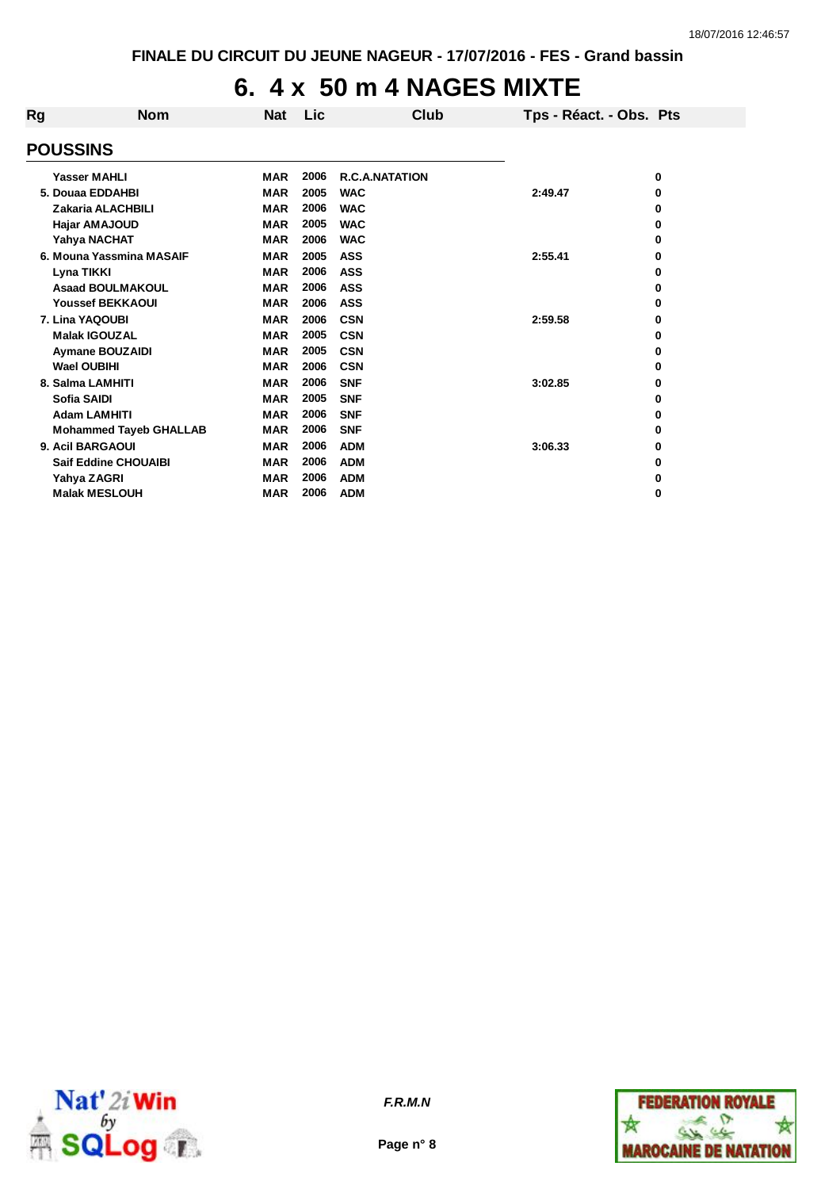# 6. 4 x 50 m 4 NAGES MIXTE

| Rg | Nom | Nat | Lic | Club | Tps - Réact. - Obs. | Pts |
|---|---|---|---|---|---|---|
| **POUSSINS** | | | | | | |
| | Yasser MAHLI | MAR | 2006 | R.C.A.NATATION | | 0 |
| 5. | Douaa EDDAHBI | MAR | 2005 | WAC | 2:49.47 | 0 |
| | Zakaria ALACHBILI | MAR | 2006 | WAC | | 0 |
| | Hajar AMAJOUD | MAR | 2005 | WAC | | 0 |
| | Yahya NACHAT | MAR | 2006 | WAC | | 0 |
| 6. | Mouna Yassmina MASAIF | MAR | 2005 | ASS | 2:55.41 | 0 |
| | Lyna TIKKI | MAR | 2006 | ASS | | 0 |
| | Asaad BOULMAKOUL | MAR | 2006 | ASS | | 0 |
| | Youssef BEKKAOUI | MAR | 2006 | ASS | | 0 |
| 7. | Lina YAQOUBI | MAR | 2006 | CSN | 2:59.58 | 0 |
| | Malak IGOUZAL | MAR | 2005 | CSN | | 0 |
| | Aymane BOUZAIDI | MAR | 2005 | CSN | | 0 |
| | Wael OUBIHI | MAR | 2006 | CSN | | 0 |
| 8. | Salma LAMHITI | MAR | 2006 | SNF | 3:02.85 | 0 |
| | Sofia SAIDI | MAR | 2005 | SNF | | 0 |
| | Adam LAMHITI | MAR | 2006 | SNF | | 0 |
| | Mohammed Tayeb GHALLAB | MAR | 2006 | SNF | | 0 |
| 9. | Acil BARGAOUI | MAR | 2006 | ADM | 3:06.33 | 0 |
| | Saif Eddine CHOUAIBI | MAR | 2006 | ADM | | 0 |
| | Yahya ZAGRI | MAR | 2006 | ADM | | 0 |
| | Malak MESLOUH | MAR | 2006 | ADM | | 0 |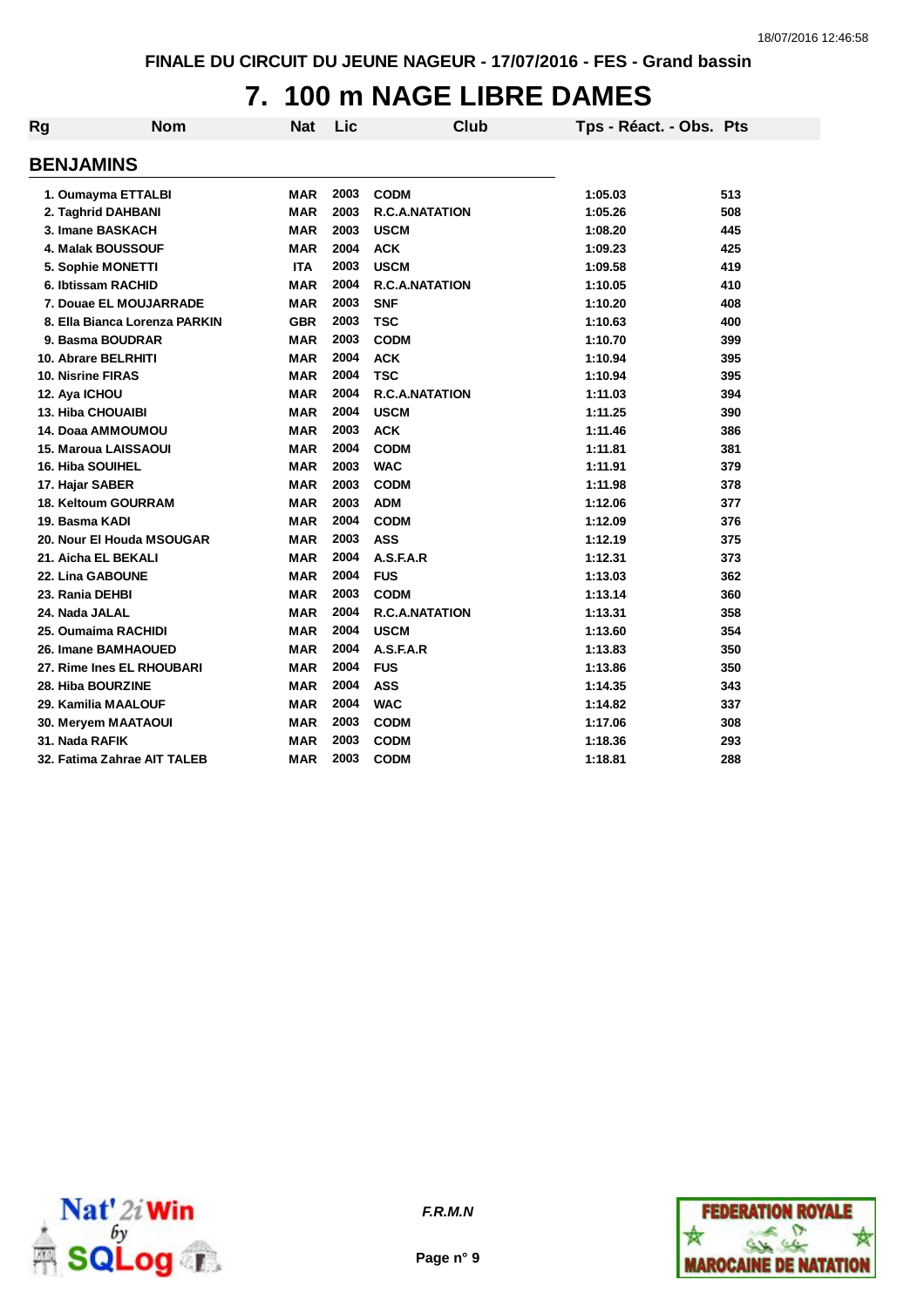# 7. 100 m NAGE LIBRE DAMES

## BENJAMINS

| Rg | Nom | Nat | Lic | Club | Tps - Réact. - Obs. | Pts |
|---|---|---|---|---|---|---|
| 1. | Oumayma ETTALBI | MAR | 2003 | CODM | 1:05.03 | 513 |
| 2. | Taghrid DAHBANI | MAR | 2003 | R.C.A.NATATION | 1:05.26 | 508 |
| 3. | Imane BASKACH | MAR | 2003 | USCM | 1:08.20 | 445 |
| 4. | Malak BOUSSOUF | MAR | 2004 | ACK | 1:09.23 | 425 |
| 5. | Sophie MONETTI | ITA | 2003 | USCM | 1:09.58 | 419 |
| 6. | Ibtissam RACHID | MAR | 2004 | R.C.A.NATATION | 1:10.05 | 410 |
| 7. | Douae EL MOUJARRADE | MAR | 2003 | SNF | 1:10.20 | 408 |
| 8. | Ella Bianca Lorenza PARKIN | GBR | 2003 | TSC | 1:10.63 | 400 |
| 9. | Basma BOUDRAR | MAR | 2003 | CODM | 1:10.70 | 399 |
| 10. | Abrare BELRHITI | MAR | 2004 | ACK | 1:10.94 | 395 |
| 10. | Nisrine FIRAS | MAR | 2004 | TSC | 1:10.94 | 395 |
| 12. | Aya ICHOU | MAR | 2004 | R.C.A.NATATION | 1:11.03 | 394 |
| 13. | Hiba CHOUAIBI | MAR | 2004 | USCM | 1:11.25 | 390 |
| 14. | Doaa AMMOUMOU | MAR | 2003 | ACK | 1:11.46 | 386 |
| 15. | Maroua LAISSAOUI | MAR | 2004 | CODM | 1:11.81 | 381 |
| 16. | Hiba SOUIHEL | MAR | 2003 | WAC | 1:11.91 | 379 |
| 17. | Hajar SABER | MAR | 2003 | CODM | 1:11.98 | 378 |
| 18. | Keltoum GOURRAM | MAR | 2003 | ADM | 1:12.06 | 377 |
| 19. | Basma KADI | MAR | 2004 | CODM | 1:12.09 | 376 |
| 20. | Nour El Houda MSOUGAR | MAR | 2003 | ASS | 1:12.19 | 375 |
| 21. | Aicha EL BEKALI | MAR | 2004 | A.S.F.A.R | 1:12.31 | 373 |
| 22. | Lina GABOUNE | MAR | 2004 | FUS | 1:13.03 | 362 |
| 23. | Rania DEHBI | MAR | 2003 | CODM | 1:13.14 | 360 |
| 24. | Nada JALAL | MAR | 2004 | R.C.A.NATATION | 1:13.31 | 358 |
| 25. | Oumaima RACHIDI | MAR | 2004 | USCM | 1:13.60 | 354 |
| 26. | Imane BAMHAOUED | MAR | 2004 | A.S.F.A.R | 1:13.83 | 350 |
| 27. | Rime Ines EL RHOUBARI | MAR | 2004 | FUS | 1:13.86 | 350 |
| 28. | Hiba BOURZINE | MAR | 2004 | ASS | 1:14.35 | 343 |
| 29. | Kamilia MAALOUF | MAR | 2004 | WAC | 1:14.82 | 337 |
| 30. | Meryem MAATAOUI | MAR | 2003 | CODM | 1:17.06 | 308 |
| 31. | Nada RAFIK | MAR | 2003 | CODM | 1:18.36 | 293 |
| 32. | Fatima Zahrae AIT TALEB | MAR | 2003 | CODM | 1:18.81 | 288 |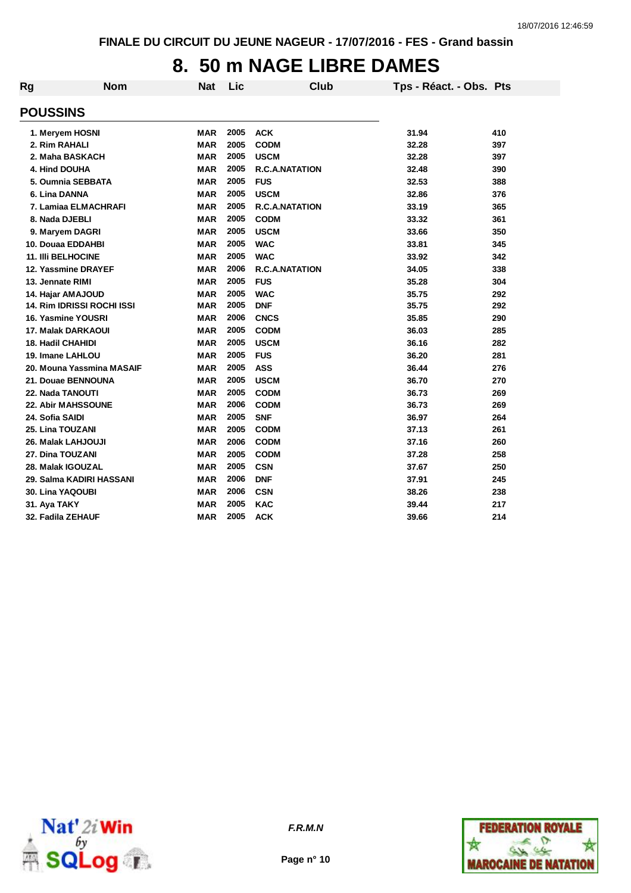FINALE DU CIRCUIT DU JEUNE NAGEUR - 17/07/2016 - FES - Grand bassin

# 8. 50 m NAGE LIBRE DAMES

## POUSSINS

| Rg | Nom | Nat | Lic | Club | Tps - Réact. - Obs. | Pts |
|---|---|---|---|---|---|---|
| 1. | Meryem HOSNI | MAR | 2005 | ACK | 31.94 | 410 |
| 2. | Rim RAHALI | MAR | 2005 | CODM | 32.28 | 397 |
| 2. | Maha BASKACH | MAR | 2005 | USCM | 32.28 | 397 |
| 4. | Hind DOUHA | MAR | 2005 | R.C.A.NATATION | 32.48 | 390 |
| 5. | Oumnia SEBBATA | MAR | 2005 | FUS | 32.53 | 388 |
| 6. | Lina DANNA | MAR | 2005 | USCM | 32.86 | 376 |
| 7. | Lamiaa ELMACHRAFI | MAR | 2005 | R.C.A.NATATION | 33.19 | 365 |
| 8. | Nada DJEBLI | MAR | 2005 | CODM | 33.32 | 361 |
| 9. | Maryem DAGRI | MAR | 2005 | USCM | 33.66 | 350 |
| 10. | Douaa EDDAHBI | MAR | 2005 | WAC | 33.81 | 345 |
| 11. | Illi BELHOCINE | MAR | 2005 | WAC | 33.92 | 342 |
| 12. | Yassmine DRAYEF | MAR | 2006 | R.C.A.NATATION | 34.05 | 338 |
| 13. | Jennate RIMI | MAR | 2005 | FUS | 35.28 | 304 |
| 14. | Hajar AMAJOUD | MAR | 2005 | WAC | 35.75 | 292 |
| 14. | Rim IDRISSI ROCHI ISSI | MAR | 2005 | DNF | 35.75 | 292 |
| 16. | Yasmine YOUSRI | MAR | 2006 | CNCS | 35.85 | 290 |
| 17. | Malak DARKAOUI | MAR | 2005 | CODM | 36.03 | 285 |
| 18. | Hadil CHAHIDI | MAR | 2005 | USCM | 36.16 | 282 |
| 19. | Imane LAHLOU | MAR | 2005 | FUS | 36.20 | 281 |
| 20. | Mouna Yassmina MASAIF | MAR | 2005 | ASS | 36.44 | 276 |
| 21. | Douae BENNOUNA | MAR | 2005 | USCM | 36.70 | 270 |
| 22. | Nada TANOUTI | MAR | 2005 | CODM | 36.73 | 269 |
| 22. | Abir MAHSSOUNE | MAR | 2006 | CODM | 36.73 | 269 |
| 24. | Sofia SAIDI | MAR | 2005 | SNF | 36.97 | 264 |
| 25. | Lina TOUZANI | MAR | 2005 | CODM | 37.13 | 261 |
| 26. | Malak LAHJOUJI | MAR | 2006 | CODM | 37.16 | 260 |
| 27. | Dina TOUZANI | MAR | 2005 | CODM | 37.28 | 258 |
| 28. | Malak IGOUZAL | MAR | 2005 | CSN | 37.67 | 250 |
| 29. | Salma KADIRI HASSANI | MAR | 2006 | DNF | 37.91 | 245 |
| 30. | Lina YAQOUBI | MAR | 2006 | CSN | 38.26 | 238 |
| 31. | Aya TAKY | MAR | 2005 | KAC | 39.44 | 217 |
| 32. | Fadila ZEHAUF | MAR | 2005 | ACK | 39.66 | 214 |

*F.R.M.N*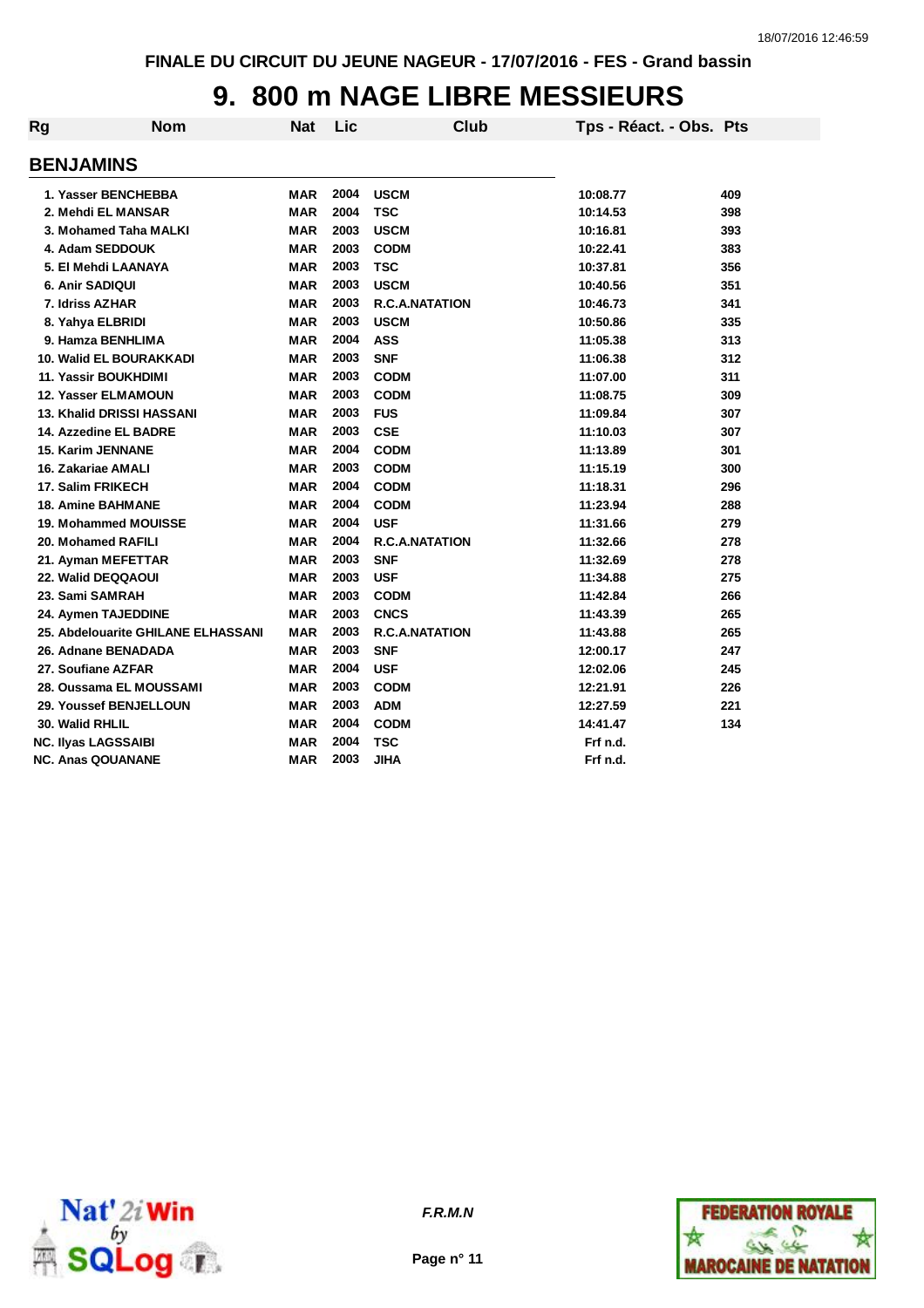FINALE DU CIRCUIT DU JEUNE NAGEUR - 17/07/2016 - FES - Grand bassin

# 9. 800 m NAGE LIBRE MESSIEURS

## BENJAMINS

| Rg | Nom | Nat | Lic | Club | Tps - Réact. - Obs. | Pts |
|---|---|---|---|---|---|---|
| 1. | Yasser BENCHEBBA | MAR | 2004 | USCM | 10:08.77 | 409 |
| 2. | Mehdi EL MANSAR | MAR | 2004 | TSC | 10:14.53 | 398 |
| 3. | Mohamed Taha MALKI | MAR | 2003 | USCM | 10:16.81 | 393 |
| 4. | Adam SEDDOUK | MAR | 2003 | CODM | 10:22.41 | 383 |
| 5. | El Mehdi LAANAYA | MAR | 2003 | TSC | 10:37.81 | 356 |
| 6. | Anir SADIQUI | MAR | 2003 | USCM | 10:40.56 | 351 |
| 7. | Idriss AZHAR | MAR | 2003 | R.C.A.NATATION | 10:46.73 | 341 |
| 8. | Yahya ELBRIDI | MAR | 2003 | USCM | 10:50.86 | 335 |
| 9. | Hamza BENHLIMA | MAR | 2004 | ASS | 11:05.38 | 313 |
| 10. | Walid EL BOURAKKADI | MAR | 2003 | SNF | 11:06.38 | 312 |
| 11. | Yassir BOUKHDIMI | MAR | 2003 | CODM | 11:07.00 | 311 |
| 12. | Yasser ELMAMOUN | MAR | 2003 | CODM | 11:08.75 | 309 |
| 13. | Khalid DRISSI HASSANI | MAR | 2003 | FUS | 11:09.84 | 307 |
| 14. | Azzedine EL BADRE | MAR | 2003 | CSE | 11:10.03 | 307 |
| 15. | Karim JENNANE | MAR | 2004 | CODM | 11:13.89 | 301 |
| 16. | Zakariae AMALI | MAR | 2003 | CODM | 11:15.19 | 300 |
| 17. | Salim FRIKECH | MAR | 2004 | CODM | 11:18.31 | 296 |
| 18. | Amine BAHMANE | MAR | 2004 | CODM | 11:23.94 | 288 |
| 19. | Mohammed MOUISSE | MAR | 2004 | USF | 11:31.66 | 279 |
| 20. | Mohamed RAFILI | MAR | 2004 | R.C.A.NATATION | 11:32.66 | 278 |
| 21. | Ayman MEFETTAR | MAR | 2003 | SNF | 11:32.69 | 278 |
| 22. | Walid DEQQAOUI | MAR | 2003 | USF | 11:34.88 | 275 |
| 23. | Sami SAMRAH | MAR | 2003 | CODM | 11:42.84 | 266 |
| 24. | Aymen TAJEDDINE | MAR | 2003 | CNCS | 11:43.39 | 265 |
| 25. | Abdelouarite GHILANE ELHASSANI | MAR | 2003 | R.C.A.NATATION | 11:43.88 | 265 |
| 26. | Adnane BENADADA | MAR | 2003 | SNF | 12:00.17 | 247 |
| 27. | Soufiane AZFAR | MAR | 2004 | USF | 12:02.06 | 245 |
| 28. | Oussama EL MOUSSAMI | MAR | 2003 | CODM | 12:21.91 | 226 |
| 29. | Youssef BENJELLOUN | MAR | 2003 | ADM | 12:27.59 | 221 |
| 30. | Walid RHLIL | MAR | 2004 | CODM | 14:41.47 | 134 |
| NC. | Ilyas LAGSSAIBI | MAR | 2004 | TSC | Frf n.d. | |
| NC. | Anas QOUANANE | MAR | 2003 | JIHA | Frf n.d. | |

*F.R.M.N*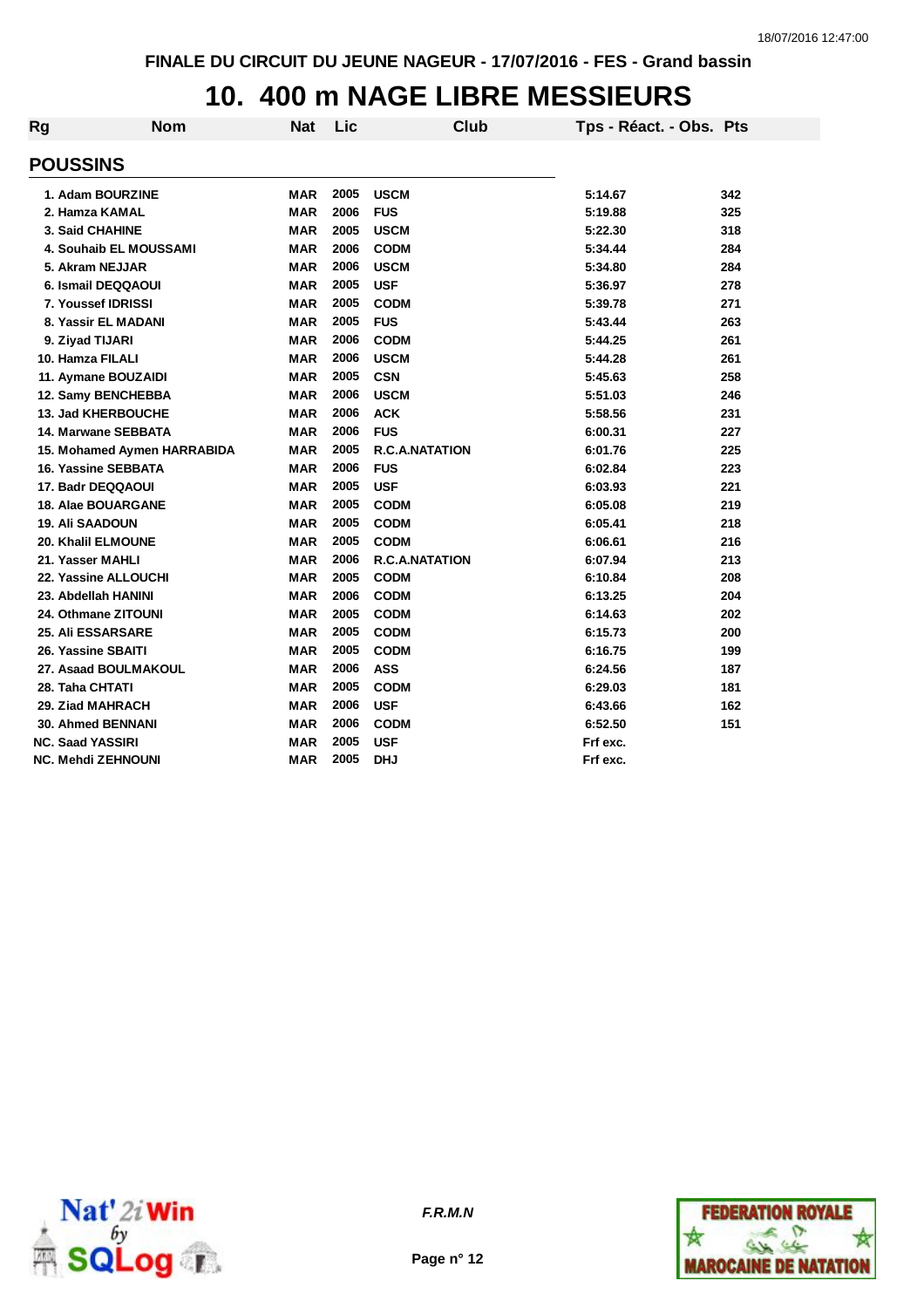FINALE DU CIRCUIT DU JEUNE NAGEUR - 17/07/2016 - FES - Grand bassin

# 10. 400 m NAGE LIBRE MESSIEURS

## POUSSINS

| Rg | Nom | Nat | Lic | Club | Tps - Réact. - Obs. | Pts |
|---|---|---|---|---|---|---|
| 1. | Adam BOURZINE | MAR | 2005 | USCM | 5:14.67 | 342 |
| 2. | Hamza KAMAL | MAR | 2006 | FUS | 5:19.88 | 325 |
| 3. | Said CHAHINE | MAR | 2005 | USCM | 5:22.30 | 318 |
| 4. | Souhaib EL MOUSSAMI | MAR | 2006 | CODM | 5:34.44 | 284 |
| 5. | Akram NEJJAR | MAR | 2006 | USCM | 5:34.80 | 284 |
| 6. | Ismail DEQQAOUI | MAR | 2005 | USF | 5:36.97 | 278 |
| 7. | Youssef IDRISSI | MAR | 2005 | CODM | 5:39.78 | 271 |
| 8. | Yassir EL MADANI | MAR | 2005 | FUS | 5:43.44 | 263 |
| 9. | Ziyad TIJARI | MAR | 2006 | CODM | 5:44.25 | 261 |
| 10. | Hamza FILALI | MAR | 2006 | USCM | 5:44.28 | 261 |
| 11. | Aymane BOUZAIDI | MAR | 2005 | CSN | 5:45.63 | 258 |
| 12. | Samy BENCHEBBA | MAR | 2006 | USCM | 5:51.03 | 246 |
| 13. | Jad KHERBOUCHE | MAR | 2006 | ACK | 5:58.56 | 231 |
| 14. | Marwane SEBBATA | MAR | 2006 | FUS | 6:00.31 | 227 |
| 15. | Mohamed Aymen HARRABIDA | MAR | 2005 | R.C.A.NATATION | 6:01.76 | 225 |
| 16. | Yassine SEBBATA | MAR | 2006 | FUS | 6:02.84 | 223 |
| 17. | Badr DEQQAOUI | MAR | 2005 | USF | 6:03.93 | 221 |
| 18. | Alae BOUARGANE | MAR | 2005 | CODM | 6:05.08 | 219 |
| 19. | Ali SAADOUN | MAR | 2005 | CODM | 6:05.41 | 218 |
| 20. | Khalil ELMOUNE | MAR | 2005 | CODM | 6:06.61 | 216 |
| 21. | Yasser MAHLI | MAR | 2006 | R.C.A.NATATION | 6:07.94 | 213 |
| 22. | Yassine ALLOUCHI | MAR | 2005 | CODM | 6:10.84 | 208 |
| 23. | Abdellah HANINI | MAR | 2006 | CODM | 6:13.25 | 204 |
| 24. | Othmane ZITOUNI | MAR | 2005 | CODM | 6:14.63 | 202 |
| 25. | Ali ESSARSARE | MAR | 2005 | CODM | 6:15.73 | 200 |
| 26. | Yassine SBAITI | MAR | 2005 | CODM | 6:16.75 | 199 |
| 27. | Asaad BOULMAKOUL | MAR | 2006 | ASS | 6:24.56 | 187 |
| 28. | Taha CHTATI | MAR | 2005 | CODM | 6:29.03 | 181 |
| 29. | Ziad MAHRACH | MAR | 2006 | USF | 6:43.66 | 162 |
| 30. | Ahmed BENNANI | MAR | 2006 | CODM | 6:52.50 | 151 |
| NC. | Saad YASSIRI | MAR | 2005 | USF | Frf exc. | |
| NC. | Mehdi ZEHNOUNI | MAR | 2005 | DHJ | Frf exc. | |

*F.R.M.N*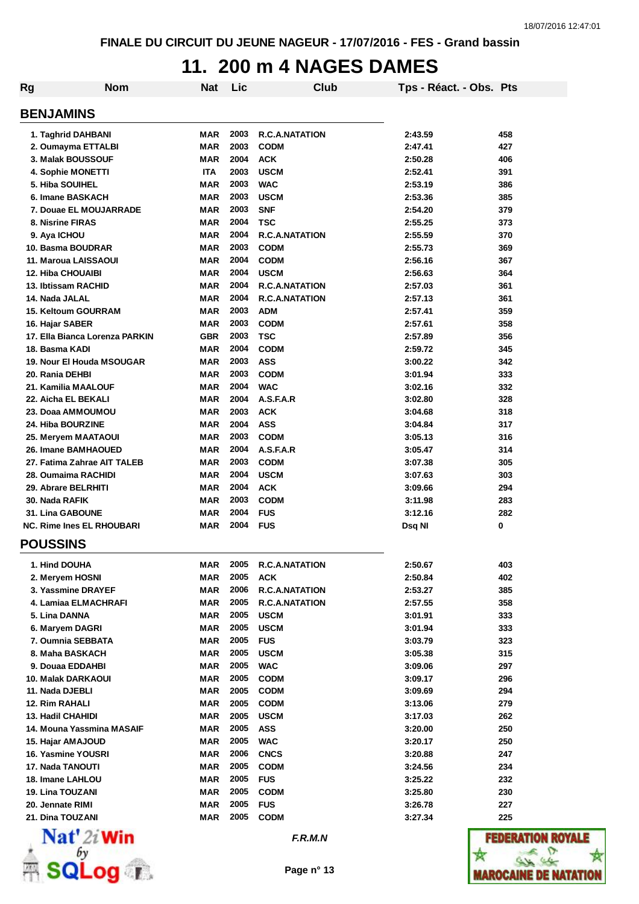FINALE DU CIRCUIT DU JEUNE NAGEUR - 17/07/2016 - FES - Grand bassin

# 11. 200 m 4 NAGES DAMES

| Rg | Nom | Nat | Lic | Club | Tps - Réact. - Obs. | Pts |
|---|---|---|---|---|---|---|
| **BENJAMINS** | | | | | | |
| 1. | Taghrid DAHBANI | MAR | 2003 | R.C.A.NATATION | 2:43.59 | 458 |
| 2. | Oumayma ETTALBI | MAR | 2003 | CODM | 2:47.41 | 427 |
| 3. | Malak BOUSSOUF | MAR | 2004 | ACK | 2:50.28 | 406 |
| 4. | Sophie MONETTI | ITA | 2003 | USCM | 2:52.41 | 391 |
| 5. | Hiba SOUIHEL | MAR | 2003 | WAC | 2:53.19 | 386 |
| 6. | Imane BASKACH | MAR | 2003 | USCM | 2:53.36 | 385 |
| 7. | Douae EL MOUJARRADE | MAR | 2003 | SNF | 2:54.20 | 379 |
| 8. | Nisrine FIRAS | MAR | 2004 | TSC | 2:55.25 | 373 |
| 9. | Aya ICHOU | MAR | 2004 | R.C.A.NATATION | 2:55.59 | 370 |
| 10. | Basma BOUDRAR | MAR | 2003 | CODM | 2:55.73 | 369 |
| 11. | Maroua LAISSAOUI | MAR | 2004 | CODM | 2:56.16 | 367 |
| 12. | Hiba CHOUAIBI | MAR | 2004 | USCM | 2:56.63 | 364 |
| 13. | Ibtissam RACHID | MAR | 2004 | R.C.A.NATATION | 2:57.03 | 361 |
| 14. | Nada JALAL | MAR | 2004 | R.C.A.NATATION | 2:57.13 | 361 |
| 15. | Keltoum GOURRAM | MAR | 2003 | ADM | 2:57.41 | 359 |
| 16. | Hajar SABER | MAR | 2003 | CODM | 2:57.61 | 358 |
| 17. | Ella Bianca Lorenza PARKIN | GBR | 2003 | TSC | 2:57.89 | 356 |
| 18. | Basma KADI | MAR | 2004 | CODM | 2:59.72 | 345 |
| 19. | Nour El Houda MSOUGAR | MAR | 2003 | ASS | 3:00.22 | 342 |
| 20. | Rania DEHBI | MAR | 2003 | CODM | 3:01.94 | 333 |
| 21. | Kamilia MAALOUF | MAR | 2004 | WAC | 3:02.16 | 332 |
| 22. | Aicha EL BEKALI | MAR | 2004 | A.S.F.A.R | 3:02.80 | 328 |
| 23. | Doaa AMMOUMOU | MAR | 2003 | ACK | 3:04.68 | 318 |
| 24. | Hiba BOURZINE | MAR | 2004 | ASS | 3:04.84 | 317 |
| 25. | Meryem MAATAOUI | MAR | 2003 | CODM | 3:05.13 | 316 |
| 26. | Imane BAMHAOUED | MAR | 2004 | A.S.F.A.R | 3:05.47 | 314 |
| 27. | Fatima Zahrae AIT TALEB | MAR | 2003 | CODM | 3:07.38 | 305 |
| 28. | Oumaima RACHIDI | MAR | 2004 | USCM | 3:07.63 | 303 |
| 29. | Abrare BELRHITI | MAR | 2004 | ACK | 3:09.66 | 294 |
| 30. | Nada RAFIK | MAR | 2003 | CODM | 3:11.98 | 283 |
| 31. | Lina GABOUNE | MAR | 2004 | FUS | 3:12.16 | 282 |
| NC. | Rime Ines EL RHOUBARI | MAR | 2004 | FUS | Dsq NI | 0 |
| **POUSSINS** | | | | | | |
| 1. | Hind DOUHA | MAR | 2005 | R.C.A.NATATION | 2:50.67 | 403 |
| 2. | Meryem HOSNI | MAR | 2005 | ACK | 2:50.84 | 402 |
| 3. | Yassmine DRAYEF | MAR | 2006 | R.C.A.NATATION | 2:53.27 | 385 |
| 4. | Lamiaa ELMACHRAFI | MAR | 2005 | R.C.A.NATATION | 2:57.55 | 358 |
| 5. | Lina DANNA | MAR | 2005 | USCM | 3:01.91 | 333 |
| 6. | Maryem DAGRI | MAR | 2005 | USCM | 3:01.94 | 333 |
| 7. | Oumnia SEBBATA | MAR | 2005 | FUS | 3:03.79 | 323 |
| 8. | Maha BASKACH | MAR | 2005 | USCM | 3:05.38 | 315 |
| 9. | Douaa EDDAHBI | MAR | 2005 | WAC | 3:09.06 | 297 |
| 10. | Malak DARKAOUI | MAR | 2005 | CODM | 3:09.17 | 296 |
| 11. | Nada DJEBLI | MAR | 2005 | CODM | 3:09.69 | 294 |
| 12. | Rim RAHALI | MAR | 2005 | CODM | 3:13.06 | 279 |
| 13. | Hadil CHAHIDI | MAR | 2005 | USCM | 3:17.03 | 262 |
| 14. | Mouna Yassmina MASAIF | MAR | 2005 | ASS | 3:20.00 | 250 |
| 15. | Hajar AMAJOUD | MAR | 2005 | WAC | 3:20.17 | 250 |
| 16. | Yasmine YOUSRI | MAR | 2006 | CNCS | 3:20.88 | 247 |
| 17. | Nada TANOUTI | MAR | 2005 | CODM | 3:24.56 | 234 |
| 18. | Imane LAHLOU | MAR | 2005 | FUS | 3:25.22 | 232 |
| 19. | Lina TOUZANI | MAR | 2005 | CODM | 3:25.80 | 230 |
| 20. | Jennate RIMI | MAR | 2005 | FUS | 3:26.78 | 227 |
| 21. | Dina TOUZANI | MAR | 2005 | CODM | 3:27.34 | 225 |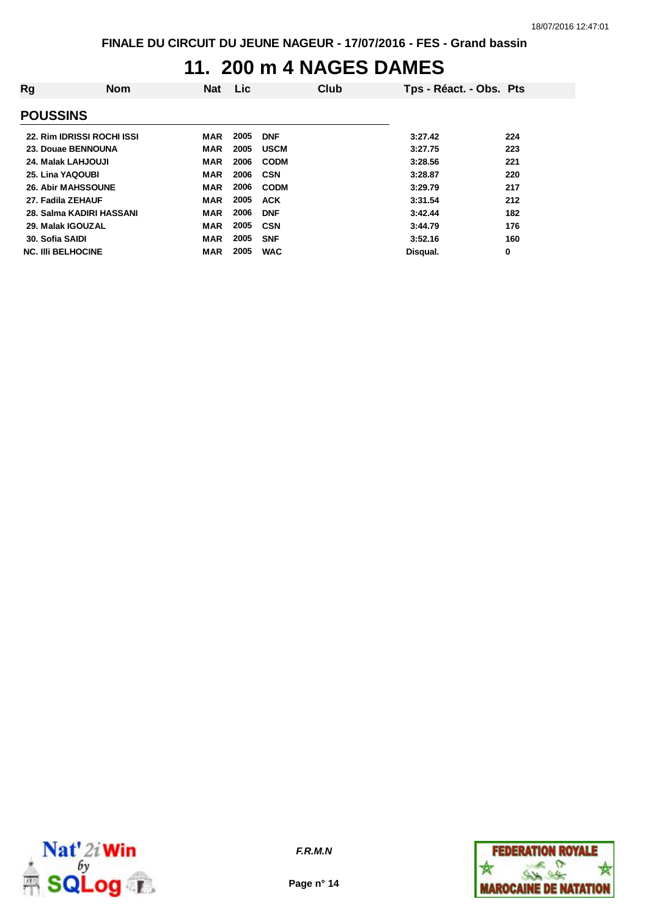# 11. 200 m 4 NAGES DAMES

| Rg | Nom | Nat | Lic | Club | Tps - Réact. - Obs. | Pts |
|---|---|---|---|---|---|---|
| **POUSSINS** | | | | | | |
| 22. | Rim IDRISSI ROCHI ISSI | MAR | 2005 | DNF | 3:27.42 | 224 |
| 23. | Douae BENNOUNA | MAR | 2005 | USCM | 3:27.75 | 223 |
| 24. | Malak LAHJOUJI | MAR | 2006 | CODM | 3:28.56 | 221 |
| 25. | Lina YAQOUBI | MAR | 2006 | CSN | 3:28.87 | 220 |
| 26. | Abir MAHSSOUNE | MAR | 2006 | CODM | 3:29.79 | 217 |
| 27. | Fadila ZEHAUF | MAR | 2005 | ACK | 3:31.54 | 212 |
| 28. | Salma KADIRI HASSANI | MAR | 2006 | DNF | 3:42.44 | 182 |
| 29. | Malak IGOUZAL | MAR | 2005 | CSN | 3:44.79 | 176 |
| 30. | Sofia SAIDI | MAR | 2005 | SNF | 3:52.16 | 160 |
| NC. | Illi BELHOCINE | MAR | 2005 | WAC | Disqual. | 0 |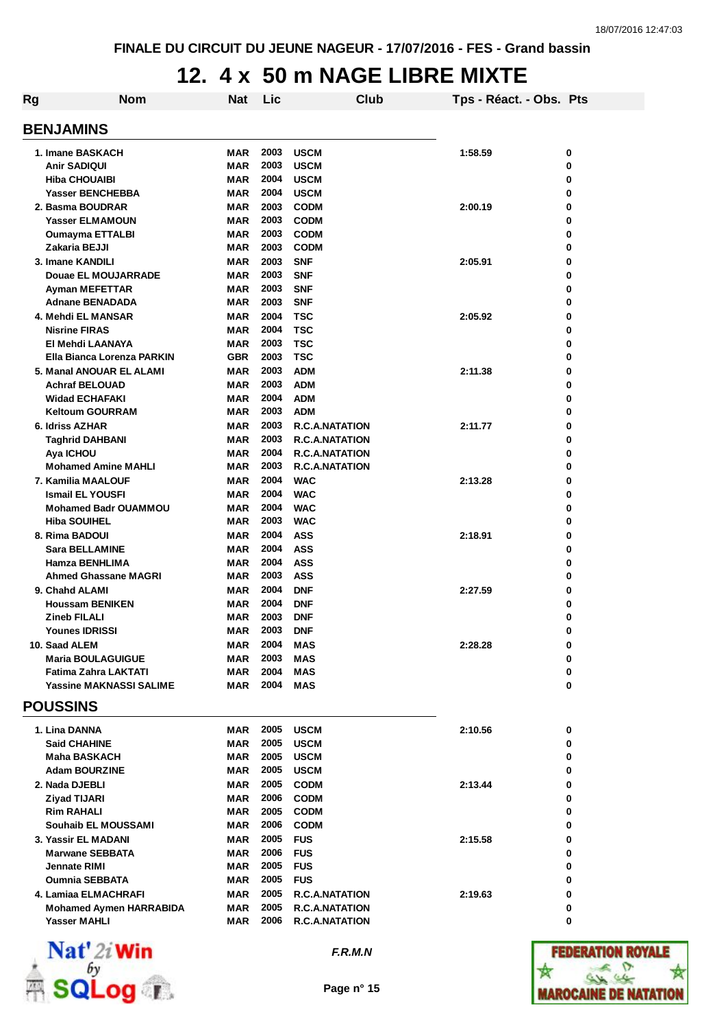FINALE DU CIRCUIT DU JEUNE NAGEUR - 17/07/2016 - FES - Grand bassin

# 12. 4 x 50 m NAGE LIBRE MIXTE

| Rg | Nom | Nat | Lic | Club | Tps - Réact. - Obs. | Pts |
|---|---|---|---|---|---|---|

## BENJAMINS

| Rg | Nom | Nat | Lic | Club | Tps - Réact. - Obs. | Pts |
|---|---|---|---|---|---|---|
| 1. | Imane BASKACH | MAR | 2003 | USCM | 1:58.59 | 0 |
| | Anir SADIQUI | MAR | 2003 | USCM | | 0 |
| | Hiba CHOUAIBI | MAR | 2004 | USCM | | 0 |
| | Yasser BENCHEBBA | MAR | 2004 | USCM | | 0 |
| 2. | Basma BOUDRAR | MAR | 2003 | CODM | 2:00.19 | 0 |
| | Yasser ELMAMOUN | MAR | 2003 | CODM | | 0 |
| | Oumayma ETTALBI | MAR | 2003 | CODM | | 0 |
| | Zakaria BEJJI | MAR | 2003 | CODM | | 0 |
| 3. | Imane KANDILI | MAR | 2003 | SNF | 2:05.91 | 0 |
| | Douae EL MOUJARRADE | MAR | 2003 | SNF | | 0 |
| | Ayman MEFETTAR | MAR | 2003 | SNF | | 0 |
| | Adnane BENADADA | MAR | 2003 | SNF | | 0 |
| 4. | Mehdi EL MANSAR | MAR | 2004 | TSC | 2:05.92 | 0 |
| | Nisrine FIRAS | MAR | 2004 | TSC | | 0 |
| | El Mehdi LAANAYA | MAR | 2003 | TSC | | 0 |
| | Ella Bianca Lorenza PARKIN | GBR | 2003 | TSC | | 0 |
| 5. | Manal ANOUAR EL ALAMI | MAR | 2003 | ADM | 2:11.38 | 0 |
| | Achraf BELOUAD | MAR | 2003 | ADM | | 0 |
| | Widad ECHAFAKI | MAR | 2004 | ADM | | 0 |
| | Keltoum GOURRAM | MAR | 2003 | ADM | | 0 |
| 6. | Idriss AZHAR | MAR | 2003 | R.C.A.NATATION | 2:11.77 | 0 |
| | Taghrid DAHBANI | MAR | 2003 | R.C.A.NATATION | | 0 |
| | Aya ICHOU | MAR | 2004 | R.C.A.NATATION | | 0 |
| | Mohamed Amine MAHLI | MAR | 2003 | R.C.A.NATATION | | 0 |
| 7. | Kamilia MAALOUF | MAR | 2004 | WAC | 2:13.28 | 0 |
| | Ismail EL YOUSFI | MAR | 2004 | WAC | | 0 |
| | Mohamed Badr OUAMMOU | MAR | 2004 | WAC | | 0 |
| | Hiba SOUIHEL | MAR | 2003 | WAC | | 0 |
| 8. | Rima BADOUI | MAR | 2004 | ASS | 2:18.91 | 0 |
| | Sara BELLAMINE | MAR | 2004 | ASS | | 0 |
| | Hamza BENHLIMA | MAR | 2004 | ASS | | 0 |
| | Ahmed Ghassane MAGRI | MAR | 2003 | ASS | | 0 |
| 9. | Chahd ALAMI | MAR | 2004 | DNF | 2:27.59 | 0 |
| | Houssam BENIKEN | MAR | 2004 | DNF | | 0 |
| | Zineb FILALI | MAR | 2003 | DNF | | 0 |
| | Younes IDRISSI | MAR | 2003 | DNF | | 0 |
| 10. | Saad ALEM | MAR | 2004 | MAS | 2:28.28 | 0 |
| | Maria BOULAGUIGUE | MAR | 2003 | MAS | | 0 |
| | Fatima Zahra LAKTATI | MAR | 2004 | MAS | | 0 |
| | Yassine MAKNASSI SALIME | MAR | 2004 | MAS | | 0 |

## POUSSINS

| Rg | Nom | Nat | Lic | Club | Tps - Réact. - Obs. | Pts |
|---|---|---|---|---|---|---|
| 1. | Lina DANNA | MAR | 2005 | USCM | 2:10.56 | 0 |
| | Said CHAHINE | MAR | 2005 | USCM | | 0 |
| | Maha BASKACH | MAR | 2005 | USCM | | 0 |
| | Adam BOURZINE | MAR | 2005 | USCM | | 0 |
| 2. | Nada DJEBLI | MAR | 2005 | CODM | 2:13.44 | 0 |
| | Ziyad TIJARI | MAR | 2006 | CODM | | 0 |
| | Rim RAHALI | MAR | 2005 | CODM | | 0 |
| | Souhaib EL MOUSSAMI | MAR | 2006 | CODM | | 0 |
| 3. | Yassir EL MADANI | MAR | 2005 | FUS | 2:15.58 | 0 |
| | Marwane SEBBATA | MAR | 2006 | FUS | | 0 |
| | Jennate RIMI | MAR | 2005 | FUS | | 0 |
| | Oumnia SEBBATA | MAR | 2005 | FUS | | 0 |
| 4. | Lamiaa ELMACHRAFI | MAR | 2005 | R.C.A.NATATION | 2:19.63 | 0 |
| | Mohamed Aymen HARRABIDA | MAR | 2005 | R.C.A.NATATION | | 0 |
| | Yasser MAHLI | MAR | 2006 | R.C.A.NATATION | | 0 |

*F.R.M.N*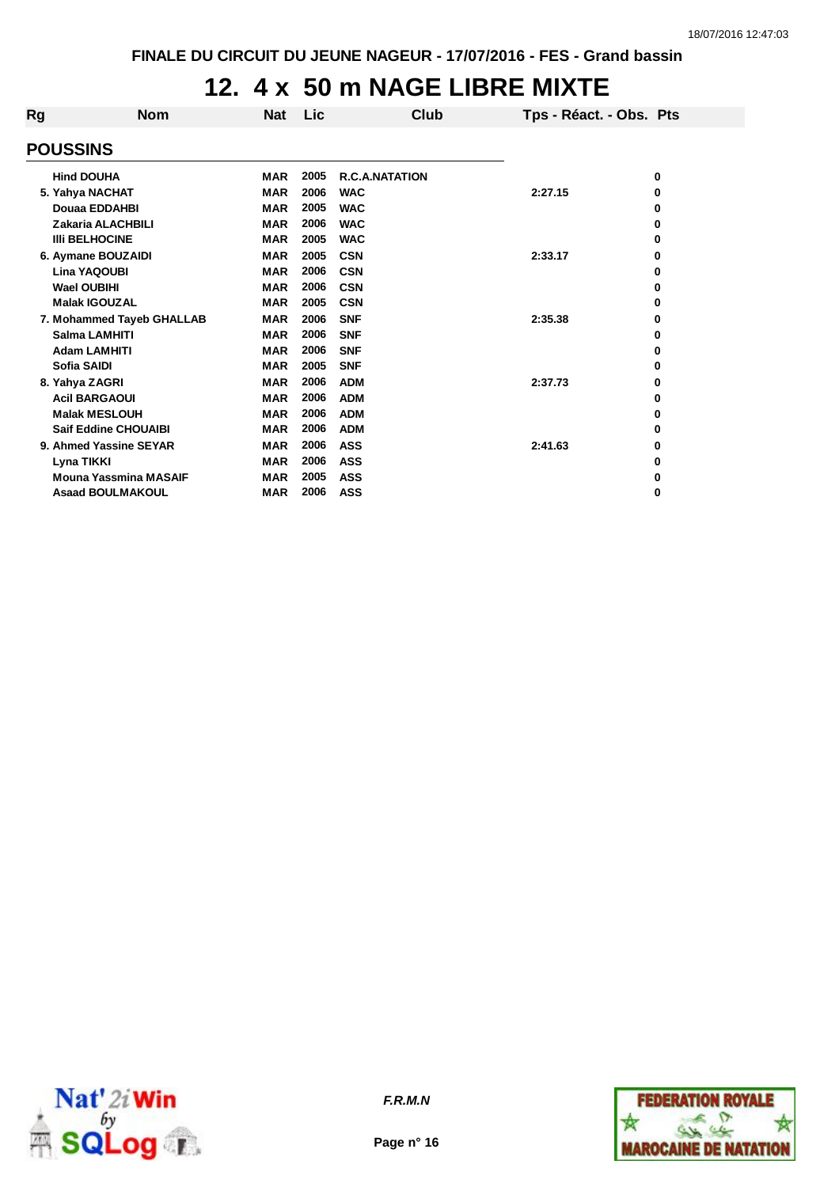FINALE DU CIRCUIT DU JEUNE NAGEUR - 17/07/2016 - FES - Grand bassin

# 12. 4 x 50 m NAGE LIBRE MIXTE

| Rg | Nom | Nat | Lic | Club | Tps - Réact. - Obs. | Pts |
|---|---|---|---|---|---|---|

## POUSSINS

| Rg | Nom | Nat | Lic | Club | Tps - Réact. - Obs. | Pts |
|---|---|---|---|---|---|---|
| | Hind DOUHA | MAR | 2005 | R.C.A.NATATION | | 0 |
| 5. | Yahya NACHAT | MAR | 2006 | WAC | 2:27.15 | 0 |
| | Douaa EDDAHBI | MAR | 2005 | WAC | | 0 |
| | Zakaria ALACHBILI | MAR | 2006 | WAC | | 0 |
| | Illi BELHOCINE | MAR | 2005 | WAC | | 0 |
| 6. | Aymane BOUZAIDI | MAR | 2005 | CSN | 2:33.17 | 0 |
| | Lina YAQOUBI | MAR | 2006 | CSN | | 0 |
| | Wael OUBIHI | MAR | 2006 | CSN | | 0 |
| | Malak IGOUZAL | MAR | 2005 | CSN | | 0 |
| 7. | Mohammed Tayeb GHALLAB | MAR | 2006 | SNF | 2:35.38 | 0 |
| | Salma LAMHITI | MAR | 2006 | SNF | | 0 |
| | Adam LAMHITI | MAR | 2006 | SNF | | 0 |
| | Sofia SAIDI | MAR | 2005 | SNF | | 0 |
| 8. | Yahya ZAGRI | MAR | 2006 | ADM | 2:37.73 | 0 |
| | Acil BARGAOUI | MAR | 2006 | ADM | | 0 |
| | Malak MESLOUH | MAR | 2006 | ADM | | 0 |
| | Saif Eddine CHOUAIBI | MAR | 2006 | ADM | | 0 |
| 9. | Ahmed Yassine SEYAR | MAR | 2006 | ASS | 2:41.63 | 0 |
| | Lyna TIKKI | MAR | 2006 | ASS | | 0 |
| | Mouna Yassmina MASAIF | MAR | 2005 | ASS | | 0 |
| | Asaad BOULMAKOUL | MAR | 2006 | ASS | | 0 |

*F.R.M.N*